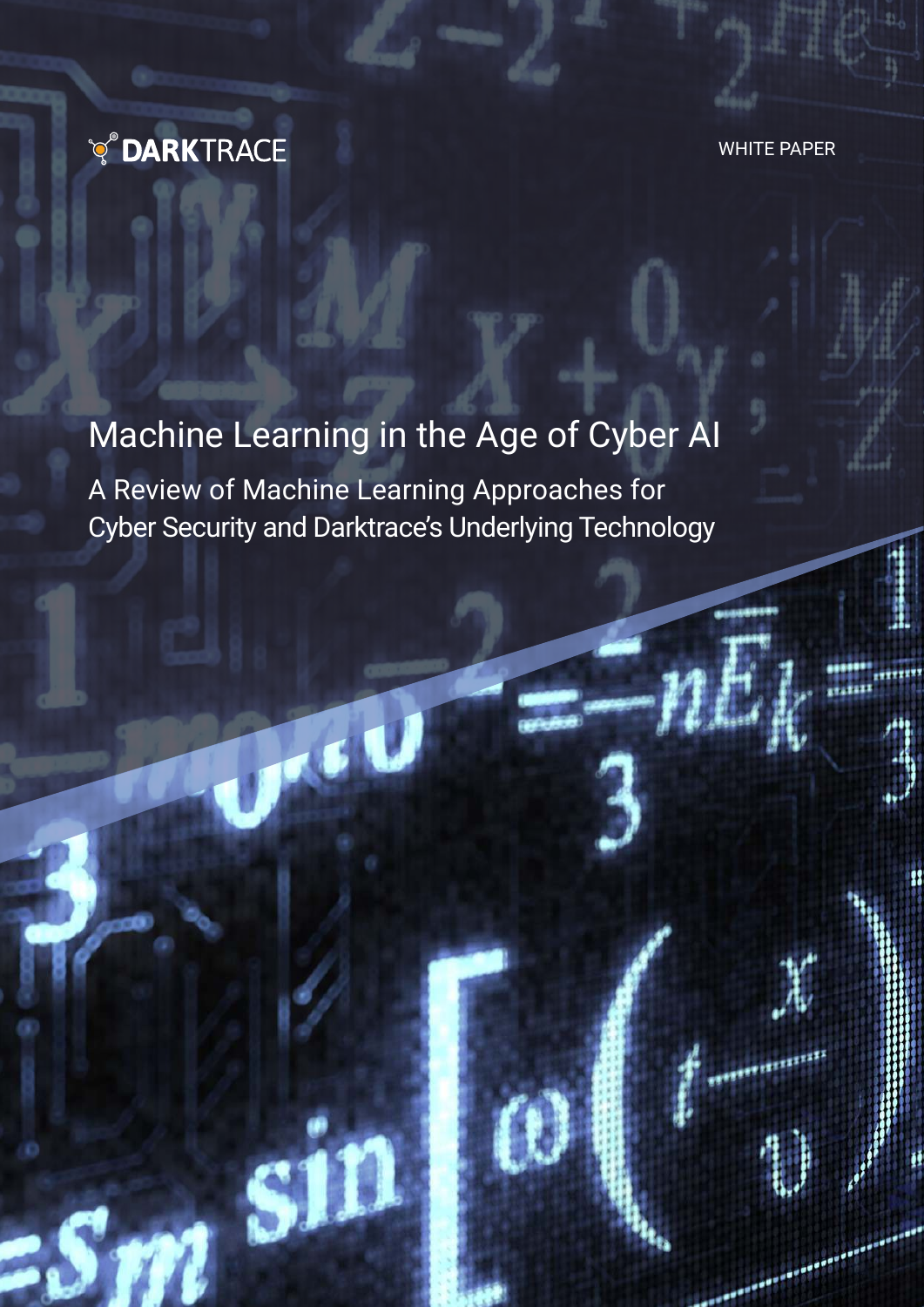DARKTRACE

WHITE PAPER

# Machine Learning in the Age of Cyber AI

## A Review of Machine Learning Approaches for Cyber Security and Darktrace's Underlying Technology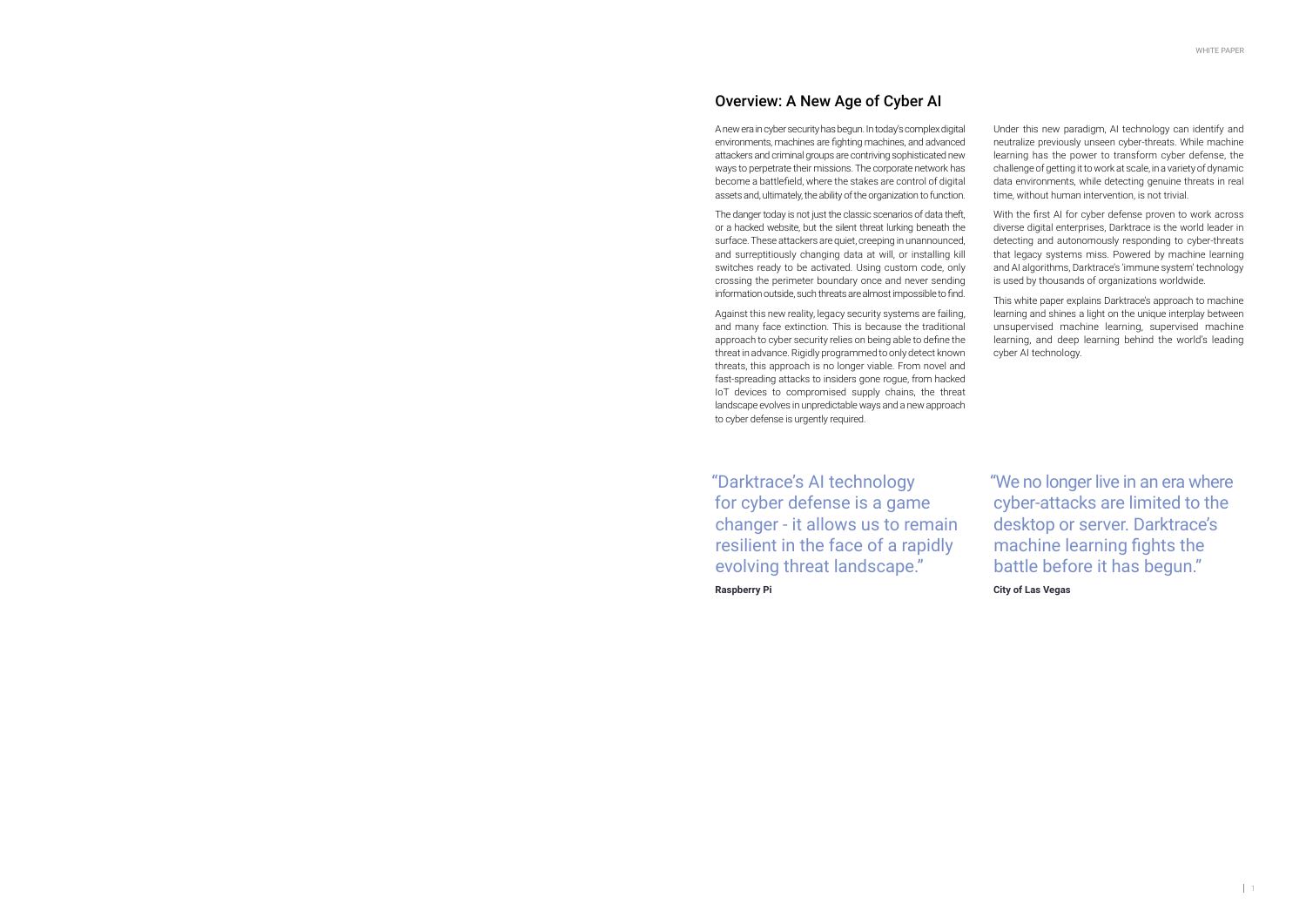## Overview: A New Age of Cyber AI

A new era in cyber security has begun. In today's complex digital environments, machines are fighting machines, and advanced attackers and criminal groups are contriving sophisticated new ways to perpetrate their missions. The corporate network has become a battlefield, where the stakes are control of digital assets and, ultimately, the ability of the organization to function.

The danger today is not just the classic scenarios of data theft, or a hacked website, but the silent threat lurking beneath the surface. These attackers are quiet, creeping in unannounced, and surreptitiously changing data at will, or installing kill switches ready to be activated. Using custom code, only crossing the perimeter boundary once and never sending information outside, such threats are almost impossible to find.

Against this new reality, legacy security systems are failing, and many face extinction. This is because the traditional approach to cyber security relies on being able to define the threat in advance. Rigidly programmed to only detect known threats, this approach is no longer viable. From novel and fast-spreading attacks to insiders gone rogue, from hacked IoT devices to compromised supply chains, the threat landscape evolves in unpredictable ways and a new approach to cyber defense is urgently required.

Under this new paradigm, AI technology can identify and neutralize previously unseen cyber-threats. While machine learning has the power to transform cyber defense, the challenge of getting it to work at scale, in a variety of dynamic data environments, while detecting genuine threats in real time, without human intervention, is not trivial.

With the first AI for cyber defense proven to work across diverse digital enterprises, Darktrace is the world leader in detecting and autonomously responding to cyber-threats that legacy systems miss. Powered by machine learning and AI algorithms, Darktrace's 'immune system' technology is used by thousands of organizations worldwide.

This white paper explains Darktrace's approach to machine learning and shines a light on the unique interplay between unsupervised machine learning, supervised machine learning, and deep learning behind the world's leading cyber AI technology.

> "Darktrace's AI technology for cyber defense is a game changer - it allows us to remain resilient in the face of a rapidly evolving threat landscape."
>
> **Raspberry Pi**

> "We no longer live in an era where cyber-attacks are limited to the desktop or server. Darktrace's machine learning fights the battle before it has begun."
>
> **City of Las Vegas**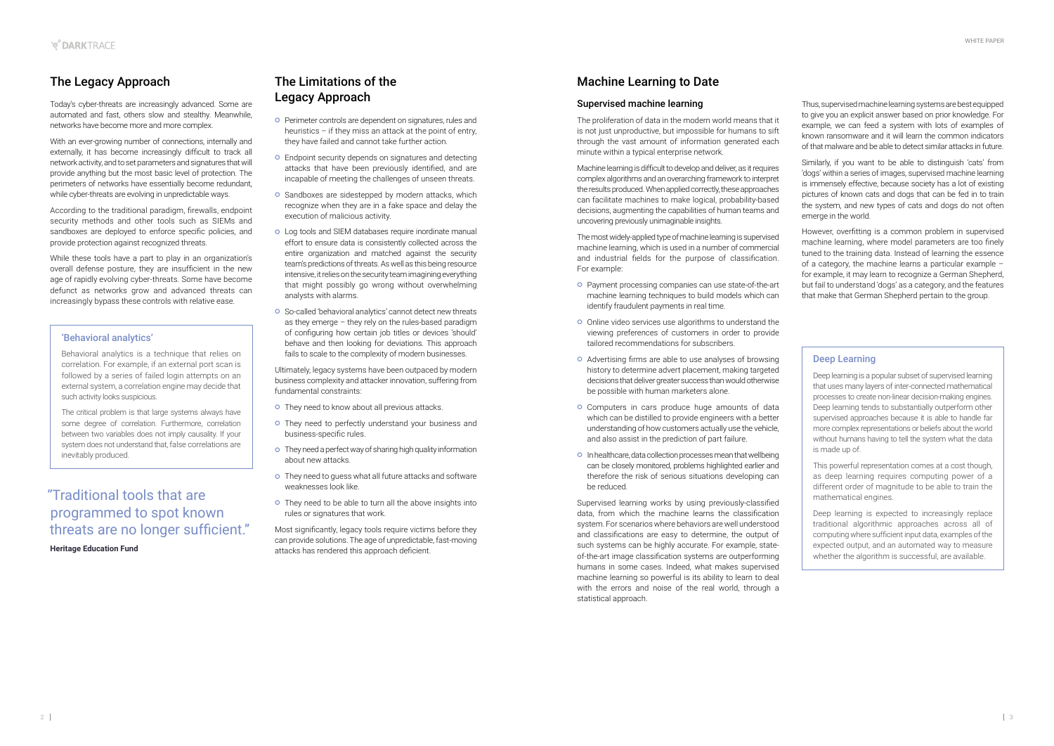## The Legacy Approach

Today's cyber-threats are increasingly advanced. Some are automated and fast, others slow and stealthy. Meanwhile, networks have become more and more complex.

With an ever-growing number of connections, internally and externally, it has become increasingly difficult to track all network activity, and to set parameters and signatures that will provide anything but the most basic level of protection. The perimeters of networks have essentially become redundant, while cyber-threats are evolving in unpredictable ways.

According to the traditional paradigm, firewalls, endpoint security methods and other tools such as SIEMs and sandboxes are deployed to enforce specific policies, and provide protection against recognized threats.

While these tools have a part to play in an organization's overall defense posture, they are insufficient in the new age of rapidly evolving cyber-threats. Some have become defunct as networks grow and advanced threats can increasingly bypass these controls with relative ease.

### 'Behavioral analytics'

Behavioral analytics is a technique that relies on correlation. For example, if an external port scan is followed by a series of failed login attempts on an external system, a correlation engine may decide that such activity looks suspicious.

The critical problem is that large systems always have some degree of correlation. Furthermore, correlation between two variables does not imply causality. If your system does not understand that, false correlations are inevitably produced.

> "Traditional tools that are programmed to spot known threats are no longer sufficient."
>
> **Heritage Education Fund**

## The Limitations of the Legacy Approach

- Perimeter controls are dependent on signatures, rules and heuristics – if they miss an attack at the point of entry, they have failed and cannot take further action.
- Endpoint security depends on signatures and detecting attacks that have been previously identified, and are incapable of meeting the challenges of unseen threats.
- Sandboxes are sidestepped by modern attacks, which recognize when they are in a fake space and delay the execution of malicious activity.
- Log tools and SIEM databases require inordinate manual effort to ensure data is consistently collected across the entire organization and matched against the security team's predictions of threats. As well as this being resource intensive, it relies on the security team imagining everything that might possibly go wrong without overwhelming analysts with alarms.
- So-called 'behavioral analytics' cannot detect new threats as they emerge – they rely on the rules-based paradigm of configuring how certain job titles or devices 'should' behave and then looking for deviations. This approach fails to scale to the complexity of modern businesses.

Ultimately, legacy systems have been outpaced by modern business complexity and attacker innovation, suffering from fundamental constraints:

- They need to know about all previous attacks.
- They need to perfectly understand your business and business-specific rules.
- They need a perfect way of sharing high quality information about new attacks.
- They need to guess what all future attacks and software weaknesses look like.
- They need to be able to turn all the above insights into rules or signatures that work.

Most significantly, legacy tools require victims before they can provide solutions. The age of unpredictable, fast-moving attacks has rendered this approach deficient.

## Machine Learning to Date

### Supervised machine learning

The proliferation of data in the modern world means that it is not just unproductive, but impossible for humans to sift through the vast amount of information generated each minute within a typical enterprise network.

Machine learning is difficult to develop and deliver, as it requires complex algorithms and an overarching framework to interpret the results produced. When applied correctly, these approaches can facilitate machines to make logical, probability-based decisions, augmenting the capabilities of human teams and uncovering previously unimaginable insights.

The most widely-applied type of machine learning is supervised machine learning, which is used in a number of commercial and industrial fields for the purpose of classification. For example:

- Payment processing companies can use state-of-the-art machine learning techniques to build models which can identify fraudulent payments in real time.
- Online video services use algorithms to understand the viewing preferences of customers in order to provide tailored recommendations for subscribers.
- Advertising firms are able to use analyses of browsing history to determine advert placement, making targeted decisions that deliver greater success than would otherwise be possible with human marketers alone.
- Computers in cars produce huge amounts of data which can be distilled to provide engineers with a better understanding of how customers actually use the vehicle, and also assist in the prediction of part failure.
- In healthcare, data collection processes mean that wellbeing can be closely monitored, problems highlighted earlier and therefore the risk of serious situations developing can be reduced.

Supervised learning works by using previously-classified data, from which the machine learns the classification system. For scenarios where behaviors are well understood and classifications are easy to determine, the output of such systems can be highly accurate. For example, state-of-the-art image classification systems are outperforming humans in some cases. Indeed, what makes supervised machine learning so powerful is its ability to learn to deal with the errors and noise of the real world, through a statistical approach.

Thus, supervised machine learning systems are best equipped to give you an explicit answer based on prior knowledge. For example, we can feed a system with lots of examples of known ransomware and it will learn the common indicators of that malware and be able to detect similar attacks in future.

Similarly, if you want to be able to distinguish 'cats' from 'dogs' within a series of images, supervised machine learning is immensely effective, because society has a lot of existing pictures of known cats and dogs that can be fed in to train the system, and new types of cats and dogs do not often emerge in the world.

However, overfitting is a common problem in supervised machine learning, where model parameters are too finely tuned to the training data. Instead of learning the essence of a category, the machine learns a particular example – for example, it may learn to recognize a German Shepherd, but fail to understand 'dogs' as a category, and the features that make that German Shepherd pertain to the group.

### Deep Learning

Deep learning is a popular subset of supervised learning that uses many layers of inter-connected mathematical processes to create non-linear decision-making engines. Deep learning tends to substantially outperform other supervised approaches because it is able to handle far more complex representations or beliefs about the world without humans having to tell the system what the data is made up of.

This powerful representation comes at a cost though, as deep learning requires computing power of a different order of magnitude to be able to train the mathematical engines.

Deep learning is expected to increasingly replace traditional algorithmic approaches across all of computing where sufficient input data, examples of the expected output, and an automated way to measure whether the algorithm is successful, are available.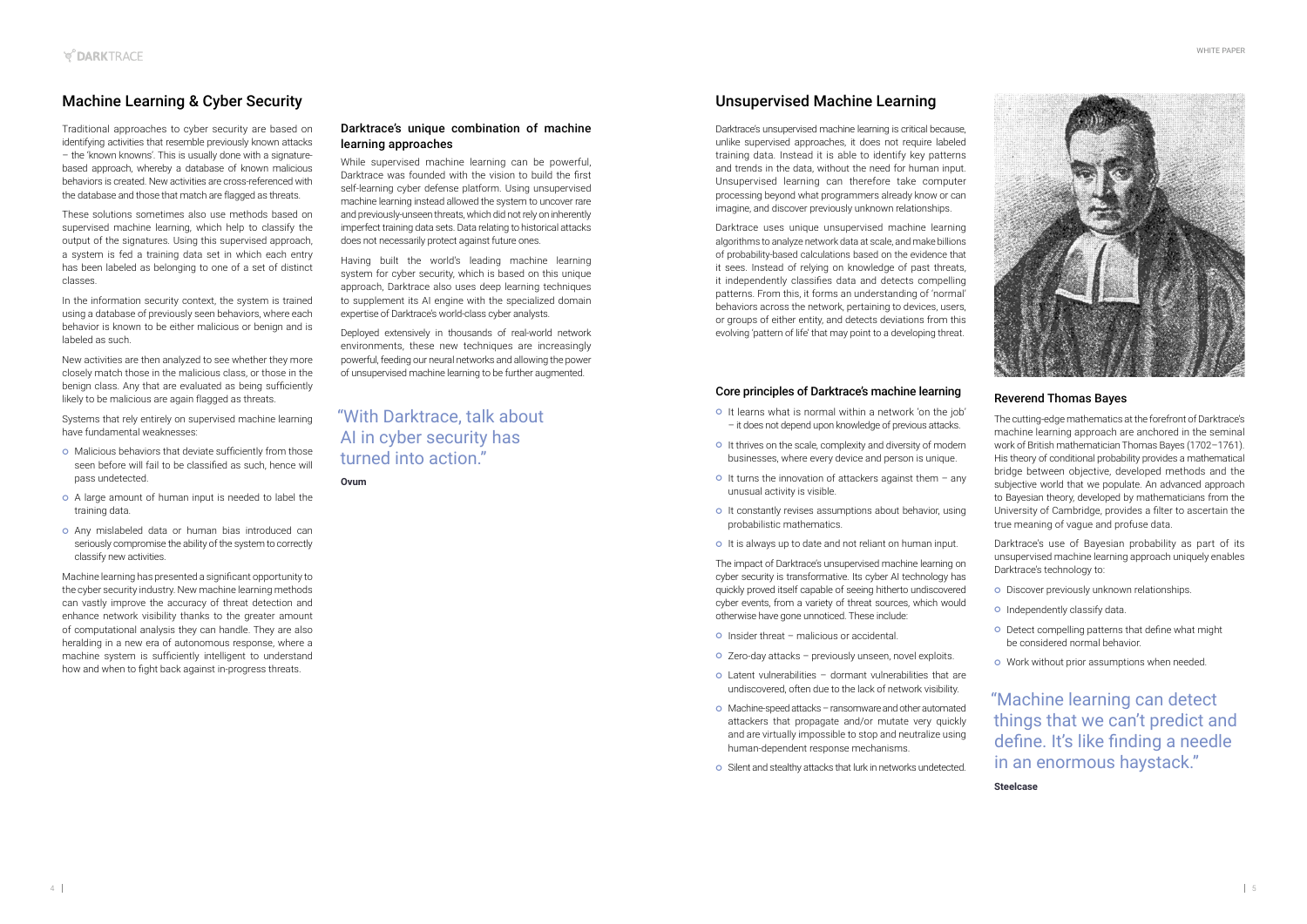## Machine Learning & Cyber Security

Traditional approaches to cyber security are based on identifying activities that resemble previously known attacks – the 'known knowns'. This is usually done with a signature-based approach, whereby a database of known malicious behaviors is created. New activities are cross-referenced with the database and those that match are flagged as threats.

These solutions sometimes also use methods based on supervised machine learning, which help to classify the output of the signatures. Using this supervised approach, a system is fed a training data set in which each entry has been labeled as belonging to one of a set of distinct classes.

In the information security context, the system is trained using a database of previously seen behaviors, where each behavior is known to be either malicious or benign and is labeled as such.

New activities are then analyzed to see whether they more closely match those in the malicious class, or those in the benign class. Any that are evaluated as being sufficiently likely to be malicious are again flagged as threats.

Systems that rely entirely on supervised machine learning have fundamental weaknesses:

- Malicious behaviors that deviate sufficiently from those seen before will fail to be classified as such, hence will pass undetected.
- A large amount of human input is needed to label the training data.
- Any mislabeled data or human bias introduced can seriously compromise the ability of the system to correctly classify new activities.

Machine learning has presented a significant opportunity to the cyber security industry. New machine learning methods can vastly improve the accuracy of threat detection and enhance network visibility thanks to the greater amount of computational analysis they can handle. They are also heralding in a new era of autonomous response, where a machine system is sufficiently intelligent to understand how and when to fight back against in-progress threats.

### Darktrace's unique combination of machine learning approaches

While supervised machine learning can be powerful, Darktrace was founded with the vision to build the first self-learning cyber defense platform. Using unsupervised machine learning instead allowed the system to uncover rare and previously-unseen threats, which did not rely on inherently imperfect training data sets. Data relating to historical attacks does not necessarily protect against future ones.

Having built the world's leading machine learning system for cyber security, which is based on this unique approach, Darktrace also uses deep learning techniques to supplement its AI engine with the specialized domain expertise of Darktrace's world-class cyber analysts.

Deployed extensively in thousands of real-world network environments, these new techniques are increasingly powerful, feeding our neural networks and allowing the power of unsupervised machine learning to be further augmented.

> "With Darktrace, talk about AI in cyber security has turned into action."
>
> **Ovum**

## Unsupervised Machine Learning

Darktrace's unsupervised machine learning is critical because, unlike supervised approaches, it does not require labeled training data. Instead it is able to identify key patterns and trends in the data, without the need for human input. Unsupervised learning can therefore take computer processing beyond what programmers already know or can imagine, and discover previously unknown relationships.

Darktrace uses unique unsupervised machine learning algorithms to analyze network data at scale, and make billions of probability-based calculations based on the evidence that it sees. Instead of relying on knowledge of past threats, it independently classifies data and detects compelling patterns. From this, it forms an understanding of 'normal' behaviors across the network, pertaining to devices, users, or groups of either entity, and detects deviations from this evolving 'pattern of life' that may point to a developing threat.

### Core principles of Darktrace's machine learning

- It learns what is normal within a network 'on the job' – it does not depend upon knowledge of previous attacks.
- It thrives on the scale, complexity and diversity of modern businesses, where every device and person is unique.
- It turns the innovation of attackers against them – any unusual activity is visible.
- It constantly revises assumptions about behavior, using probabilistic mathematics.
- It is always up to date and not reliant on human input.

The impact of Darktrace's unsupervised machine learning on cyber security is transformative. Its cyber AI technology has quickly proved itself capable of seeing hitherto undiscovered cyber events, from a variety of threat sources, which would otherwise have gone unnoticed. These include:

- Insider threat – malicious or accidental.
- Zero-day attacks – previously unseen, novel exploits.
- Latent vulnerabilities – dormant vulnerabilities that are undiscovered, often due to the lack of network visibility.
- Machine-speed attacks – ransomware and other automated attackers that propagate and/or mutate very quickly and are virtually impossible to stop and neutralize using human-dependent response mechanisms.
- Silent and stealthy attacks that lurk in networks undetected.

### Reverend Thomas Bayes

The cutting-edge mathematics at the forefront of Darktrace's machine learning approach are anchored in the seminal work of British mathematician Thomas Bayes (1702–1761). His theory of conditional probability provides a mathematical bridge between objective, developed methods and the subjective world that we populate. An advanced approach to Bayesian theory, developed by mathematicians from the University of Cambridge, provides a filter to ascertain the true meaning of vague and profuse data.

Darktrace's use of Bayesian probability as part of its unsupervised machine learning approach uniquely enables Darktrace's technology to:

- Discover previously unknown relationships.
- Independently classify data.
- Detect compelling patterns that define what might be considered normal behavior.
- Work without prior assumptions when needed.

> "Machine learning can detect things that we can't predict and define. It's like finding a needle in an enormous haystack."
>
> **Steelcase**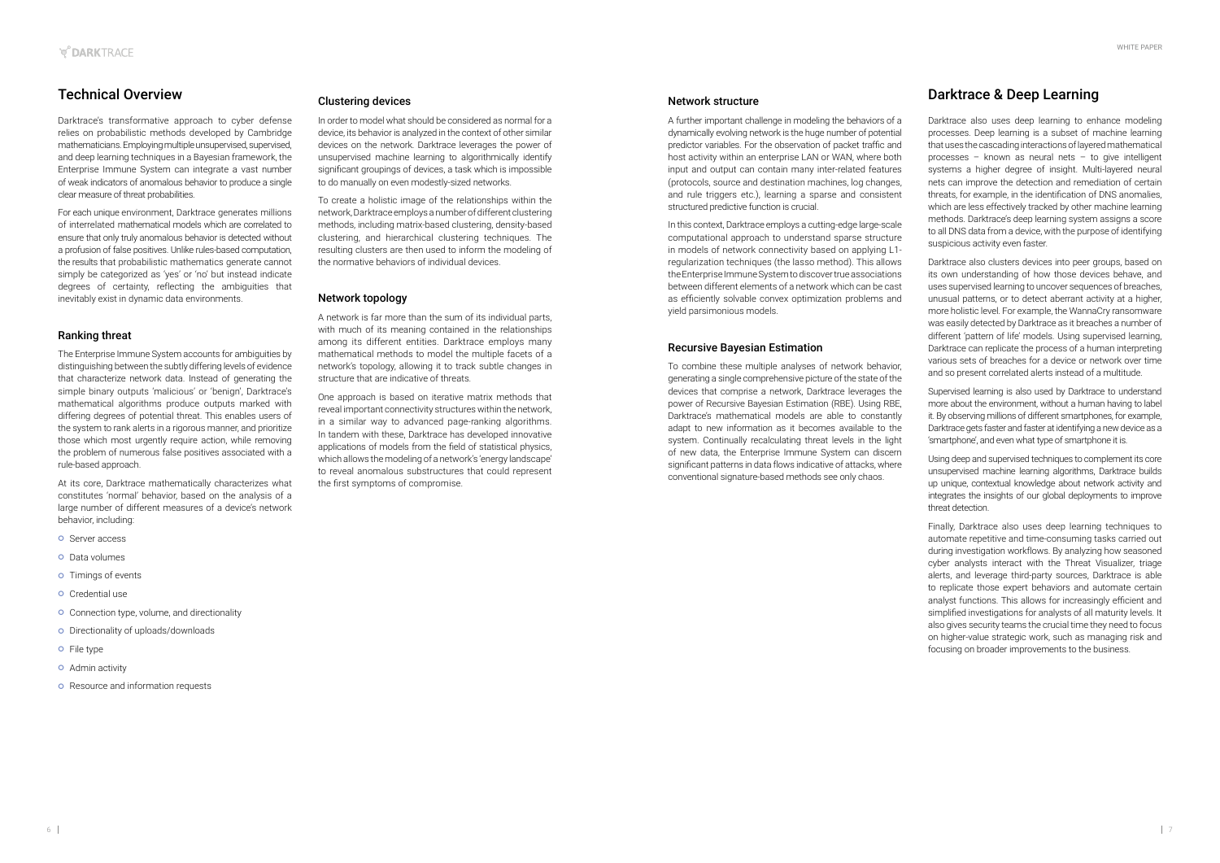## Technical Overview

Darktrace's transformative approach to cyber defense relies on probabilistic methods developed by Cambridge mathematicians. Employing multiple unsupervised, supervised, and deep learning techniques in a Bayesian framework, the Enterprise Immune System can integrate a vast number of weak indicators of anomalous behavior to produce a single clear measure of threat probabilities.

For each unique environment, Darktrace generates millions of interrelated mathematical models which are correlated to ensure that only truly anomalous behavior is detected without a profusion of false positives. Unlike rules-based computation, the results that probabilistic mathematics generate cannot simply be categorized as 'yes' or 'no' but instead indicate degrees of certainty, reflecting the ambiguities that inevitably exist in dynamic data environments.

### Ranking threat

The Enterprise Immune System accounts for ambiguities by distinguishing between the subtly differing levels of evidence that characterize network data. Instead of generating the simple binary outputs 'malicious' or 'benign', Darktrace's mathematical algorithms produce outputs marked with differing degrees of potential threat. This enables users of the system to rank alerts in a rigorous manner, and prioritize those which most urgently require action, while removing the problem of numerous false positives associated with a rule-based approach.

At its core, Darktrace mathematically characterizes what constitutes 'normal' behavior, based on the analysis of a large number of different measures of a device's network behavior, including:

- Server access
- Data volumes
- Timings of events
- Credential use
- Connection type, volume, and directionality
- Directionality of uploads/downloads
- File type
- Admin activity
- Resource and information requests

### Clustering devices

In order to model what should be considered as normal for a device, its behavior is analyzed in the context of other similar devices on the network. Darktrace leverages the power of unsupervised machine learning to algorithmically identify significant groupings of devices, a task which is impossible to do manually on even modestly-sized networks.

To create a holistic image of the relationships within the network, Darktrace employs a number of different clustering methods, including matrix-based clustering, density-based clustering, and hierarchical clustering techniques. The resulting clusters are then used to inform the modeling of the normative behaviors of individual devices.

### Network topology

A network is far more than the sum of its individual parts, with much of its meaning contained in the relationships among its different entities. Darktrace employs many mathematical methods to model the multiple facets of a network's topology, allowing it to track subtle changes in structure that are indicative of threats.

One approach is based on iterative matrix methods that reveal important connectivity structures within the network, in a similar way to advanced page-ranking algorithms. In tandem with these, Darktrace has developed innovative applications of models from the field of statistical physics, which allows the modeling of a network's 'energy landscape' to reveal anomalous substructures that could represent the first symptoms of compromise.

### Network structure

A further important challenge in modeling the behaviors of a dynamically evolving network is the huge number of potential predictor variables. For the observation of packet traffic and host activity within an enterprise LAN or WAN, where both input and output can contain many inter-related features (protocols, source and destination machines, log changes, and rule triggers etc.), learning a sparse and consistent structured predictive function is crucial.

In this context, Darktrace employs a cutting-edge large-scale computational approach to understand sparse structure in models of network connectivity based on applying L1-regularization techniques (the lasso method). This allows the Enterprise Immune System to discover true associations between different elements of a network which can be cast as efficiently solvable convex optimization problems and yield parsimonious models.

### Recursive Bayesian Estimation

To combine these multiple analyses of network behavior, generating a single comprehensive picture of the state of the devices that comprise a network, Darktrace leverages the power of Recursive Bayesian Estimation (RBE). Using RBE, Darktrace's mathematical models are able to constantly adapt to new information as it becomes available to the system. Continually recalculating threat levels in the light of new data, the Enterprise Immune System can discern significant patterns in data flows indicative of attacks, where conventional signature-based methods see only chaos.

## Darktrace & Deep Learning

Darktrace also uses deep learning to enhance modeling processes. Deep learning is a subset of machine learning that uses the cascading interactions of layered mathematical processes – known as neural nets – to give intelligent systems a higher degree of insight. Multi-layered neural nets can improve the detection and remediation of certain threats, for example, in the identification of DNS anomalies, which are less effectively tracked by other machine learning methods. Darktrace's deep learning system assigns a score to all DNS data from a device, with the purpose of identifying suspicious activity even faster.

Darktrace also clusters devices into peer groups, based on its own understanding of how those devices behave, and uses supervised learning to uncover sequences of breaches, unusual patterns, or to detect aberrant activity at a higher, more holistic level. For example, the WannaCry ransomware was easily detected by Darktrace as it breaches a number of different 'pattern of life' models. Using supervised learning, Darktrace can replicate the process of a human interpreting various sets of breaches for a device or network over time and so present correlated alerts instead of a multitude.

Supervised learning is also used by Darktrace to understand more about the environment, without a human having to label it. By observing millions of different smartphones, for example, Darktrace gets faster and faster at identifying a new device as a 'smartphone', and even what type of smartphone it is.

Using deep and supervised techniques to complement its core unsupervised machine learning algorithms, Darktrace builds up unique, contextual knowledge about network activity and integrates the insights of our global deployments to improve threat detection.

Finally, Darktrace also uses deep learning techniques to automate repetitive and time-consuming tasks carried out during investigation workflows. By analyzing how seasoned cyber analysts interact with the Threat Visualizer, triage alerts, and leverage third-party sources, Darktrace is able to replicate those expert behaviors and automate certain analyst functions. This allows for increasingly efficient and simplified investigations for analysts of all maturity levels. It also gives security teams the crucial time they need to focus on higher-value strategic work, such as managing risk and focusing on broader improvements to the business.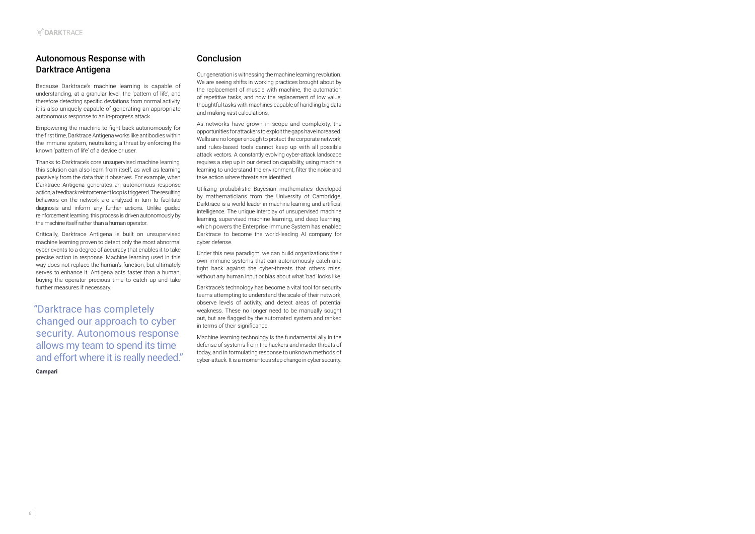## Autonomous Response with Darktrace Antigena

Because Darktrace's machine learning is capable of understanding, at a granular level, the 'pattern of life', and therefore detecting specific deviations from normal activity, it is also uniquely capable of generating an appropriate autonomous response to an in-progress attack.

Empowering the machine to fight back autonomously for the first time, Darktrace Antigena works like antibodies within the immune system, neutralizing a threat by enforcing the known 'pattern of life' of a device or user.

Thanks to Darktrace's core unsupervised machine learning, this solution can also learn from itself, as well as learning passively from the data that it observes. For example, when Darktrace Antigena generates an autonomous response action, a feedback reinforcement loop is triggered. The resulting behaviors on the network are analyzed in turn to facilitate diagnosis and inform any further actions. Unlike guided reinforcement learning, this process is driven autonomously by the machine itself rather than a human operator.

Critically, Darktrace Antigena is built on unsupervised machine learning proven to detect only the most abnormal cyber events to a degree of accuracy that enables it to take precise action in response. Machine learning used in this way does not replace the human's function, but ultimately serves to enhance it. Antigena acts faster than a human, buying the operator precious time to catch up and take further measures if necessary.

> "Darktrace has completely changed our approach to cyber security. Autonomous response allows my team to spend its time and effort where it is really needed."
>
> **Campari**

## Conclusion

Our generation is witnessing the machine learning revolution. We are seeing shifts in working practices brought about by the replacement of muscle with machine, the automation of repetitive tasks, and now the replacement of low value, thoughtful tasks with machines capable of handling big data and making vast calculations.

As networks have grown in scope and complexity, the opportunities for attackers to exploit the gaps have increased. Walls are no longer enough to protect the corporate network, and rules-based tools cannot keep up with all possible attack vectors. A constantly evolving cyber-attack landscape requires a step up in our detection capability, using machine learning to understand the environment, filter the noise and take action where threats are identified.

Utilizing probabilistic Bayesian mathematics developed by mathematicians from the University of Cambridge, Darktrace is a world leader in machine learning and artificial intelligence. The unique interplay of unsupervised machine learning, supervised machine learning, and deep learning, which powers the Enterprise Immune System has enabled Darktrace to become the world-leading AI company for cyber defense.

Under this new paradigm, we can build organizations their own immune systems that can autonomously catch and fight back against the cyber-threats that others miss, without any human input or bias about what 'bad' looks like.

Darktrace's technology has become a vital tool for security teams attempting to understand the scale of their network, observe levels of activity, and detect areas of potential weakness. These no longer need to be manually sought out, but are flagged by the automated system and ranked in terms of their significance.

Machine learning technology is the fundamental ally in the defense of systems from the hackers and insider threats of today, and in formulating response to unknown methods of cyber-attack. It is a momentous step change in cyber security.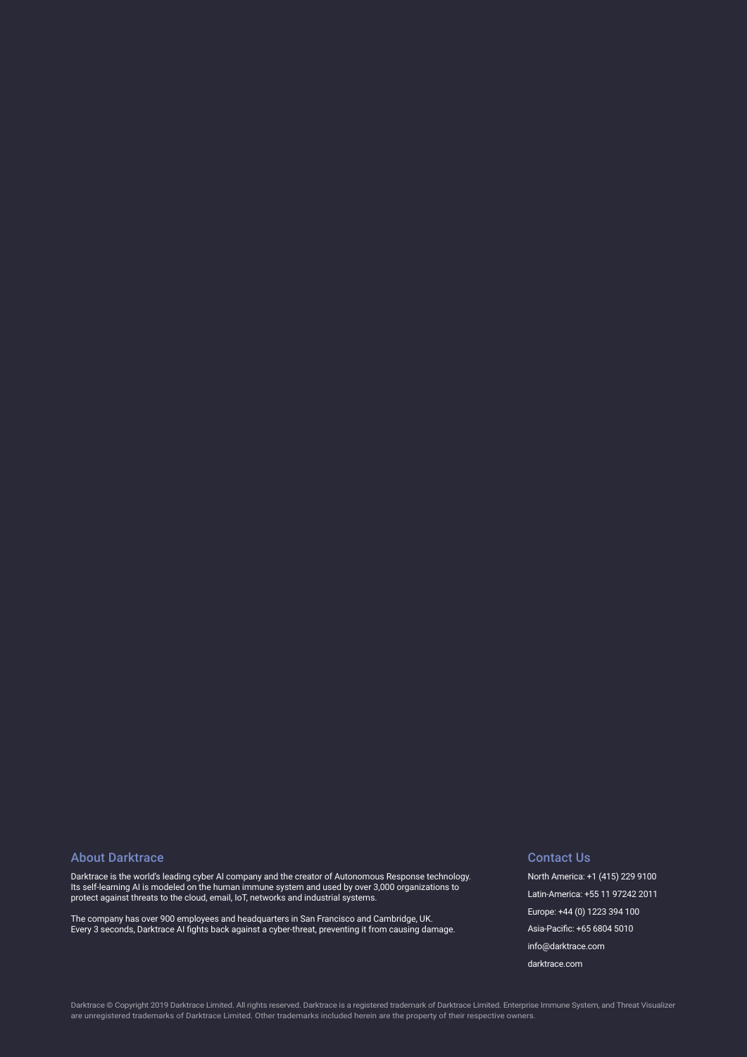## About Darktrace

Darktrace is the world's leading cyber AI company and the creator of Autonomous Response technology. Its self-learning AI is modeled on the human immune system and used by over 3,000 organizations to protect against threats to the cloud, email, IoT, networks and industrial systems.

The company has over 900 employees and headquarters in San Francisco and Cambridge, UK. Every 3 seconds, Darktrace AI fights back against a cyber-threat, preventing it from causing damage.

## Contact Us

North America: +1 (415) 229 9100

Latin-America: +55 11 97242 2011

Europe: +44 (0) 1223 394 100

Asia-Pacific: +65 6804 5010

info@darktrace.com

darktrace.com

Darktrace © Copyright 2019 Darktrace Limited. All rights reserved. Darktrace is a registered trademark of Darktrace Limited. Enterprise Immune System, and Threat Visualizer are unregistered trademarks of Darktrace Limited. Other trademarks included herein are the property of their respective owners.